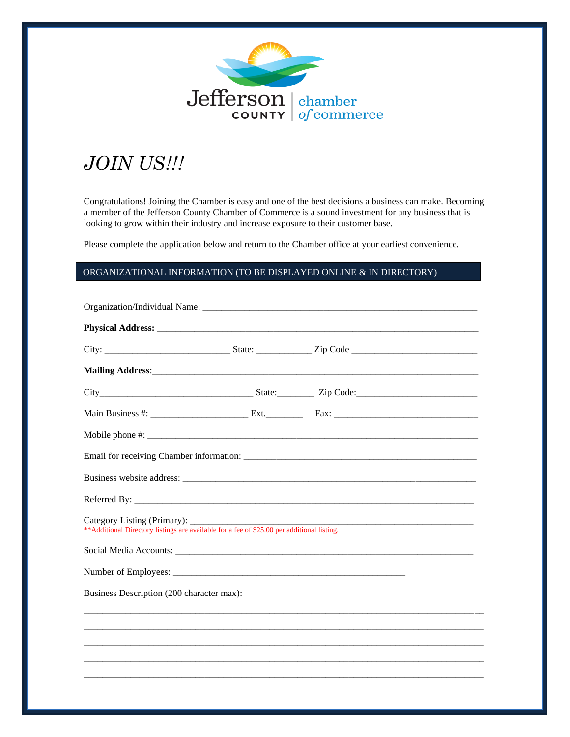Jefferson COUNTY | chamber of commerce

# *JOIN US!!!*

Congratulations! Joining the Chamber is easy and one of the best decisions a business can make. Becoming a member of the Jefferson County Chamber of Commerce is a sound investment for any business that is looking to grow within their industry and increase exposure to their customer base.

Please complete the application below and return to the Chamber office at your earliest convenience.

## ORGANIZATIONAL INFORMATION (TO BE DISPLAYED ONLINE & IN DIRECTORY)

Organization/Individual Name: ___________________________________________________________

**Physical Address:** _____________________________________________________________________

City: ___________________________ State: ____________ Zip Code ____________________________

**Mailing Address**:_______________________________________________________________________

City_________________________________ State:________ Zip Code:__________________________

Main Business #: _____________________ Ext.________ Fax: _______________________________

Mobile phone #: __________________________________________________________________________

Email for receiving Chamber information: ___________________________________________________

Business website address: _______________________________________________________________

Referred By: _____________________________________________________________________________

Category Listing (Primary): _______________________________________________________________
**Additional Directory listings are available for a fee of $25.00 per additional listing.

Social Media Accounts: __________________________________________________________________

Number of Employees: ___________________________________________________

Business Description (200 character max):

_______________________________________________________________________________________

_______________________________________________________________________________________

_______________________________________________________________________________________

_______________________________________________________________________________________

_______________________________________________________________________________________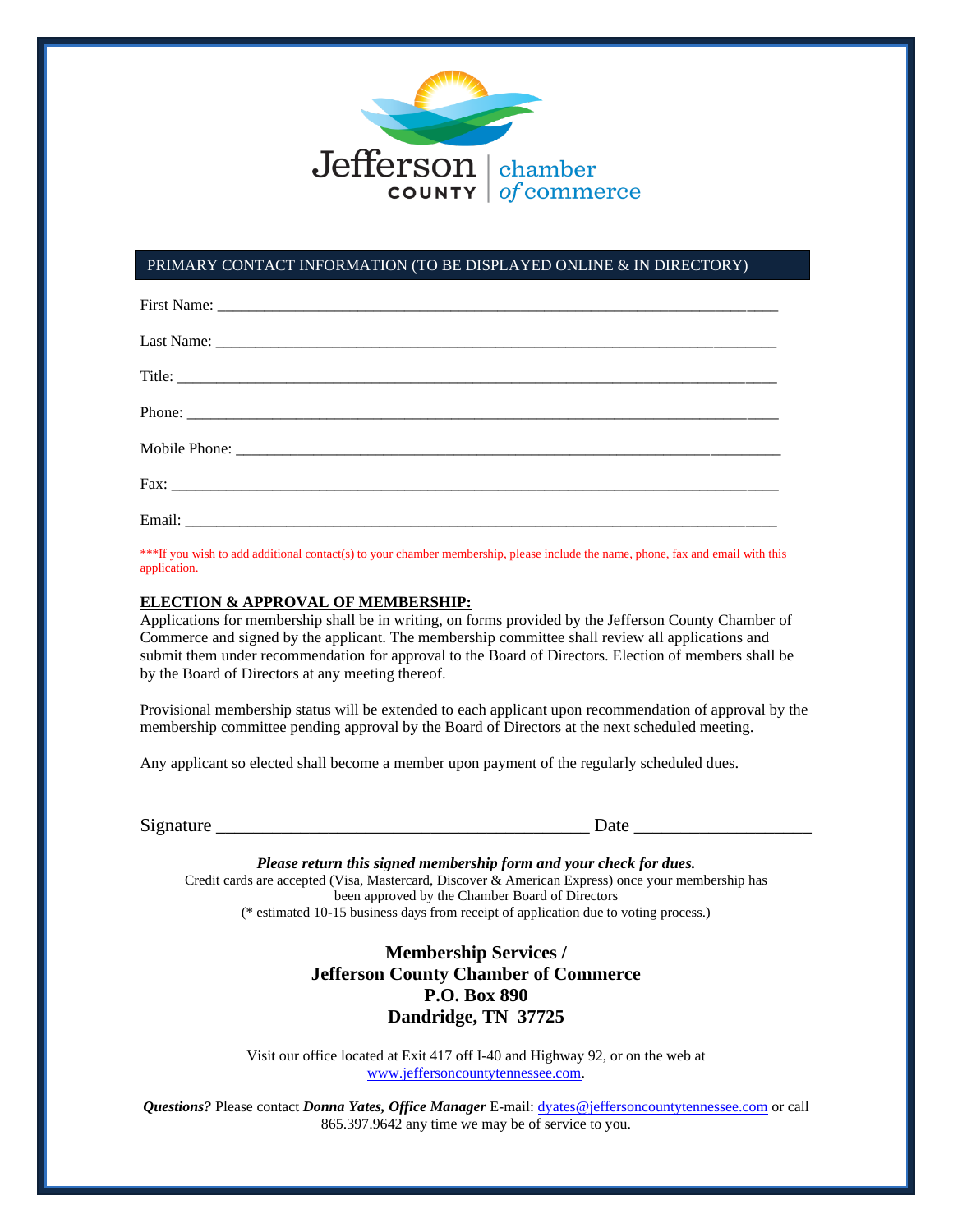Jefferson COUNTY | chamber of commerce

## PRIMARY CONTACT INFORMATION (TO BE DISPLAYED ONLINE & IN DIRECTORY)

First Name: ___________________________________________________________________________

Last Name: ___________________________________________________________________________

Title: ______________________________________________________________________________

Phone: _____________________________________________________________________________

Mobile Phone: _______________________________________________________________________

Fax: _______________________________________________________________________________

Email: ______________________________________________________________________________

***If you wish to add additional contact(s) to your chamber membership, please include the name, phone, fax and email with this application.

**ELECTION & APPROVAL OF MEMBERSHIP:**

Applications for membership shall be in writing, on forms provided by the Jefferson County Chamber of Commerce and signed by the applicant. The membership committee shall review all applications and submit them under recommendation for approval to the Board of Directors. Election of members shall be by the Board of Directors at any meeting thereof.

Provisional membership status will be extended to each applicant upon recommendation of approval by the membership committee pending approval by the Board of Directors at the next scheduled meeting.

Any applicant so elected shall become a member upon payment of the regularly scheduled dues.

Signature ________________________________________ Date __________________

***Please return this signed membership form and your check for dues.***

Credit cards are accepted (Visa, Mastercard, Discover & American Express) once your membership has been approved by the Chamber Board of Directors

(* estimated 10-15 business days from receipt of application due to voting process.)

**Membership Services /**
**Jefferson County Chamber of Commerce**
**P.O. Box 890**
**Dandridge, TN 37725**

Visit our office located at Exit 417 off I-40 and Highway 92, or on the web at www.jeffersoncountytennessee.com.

***Questions?*** Please contact ***Donna Yates, Office Manager*** E-mail: dyates@jeffersoncountytennessee.com or call 865.397.9642 any time we may be of service to you.